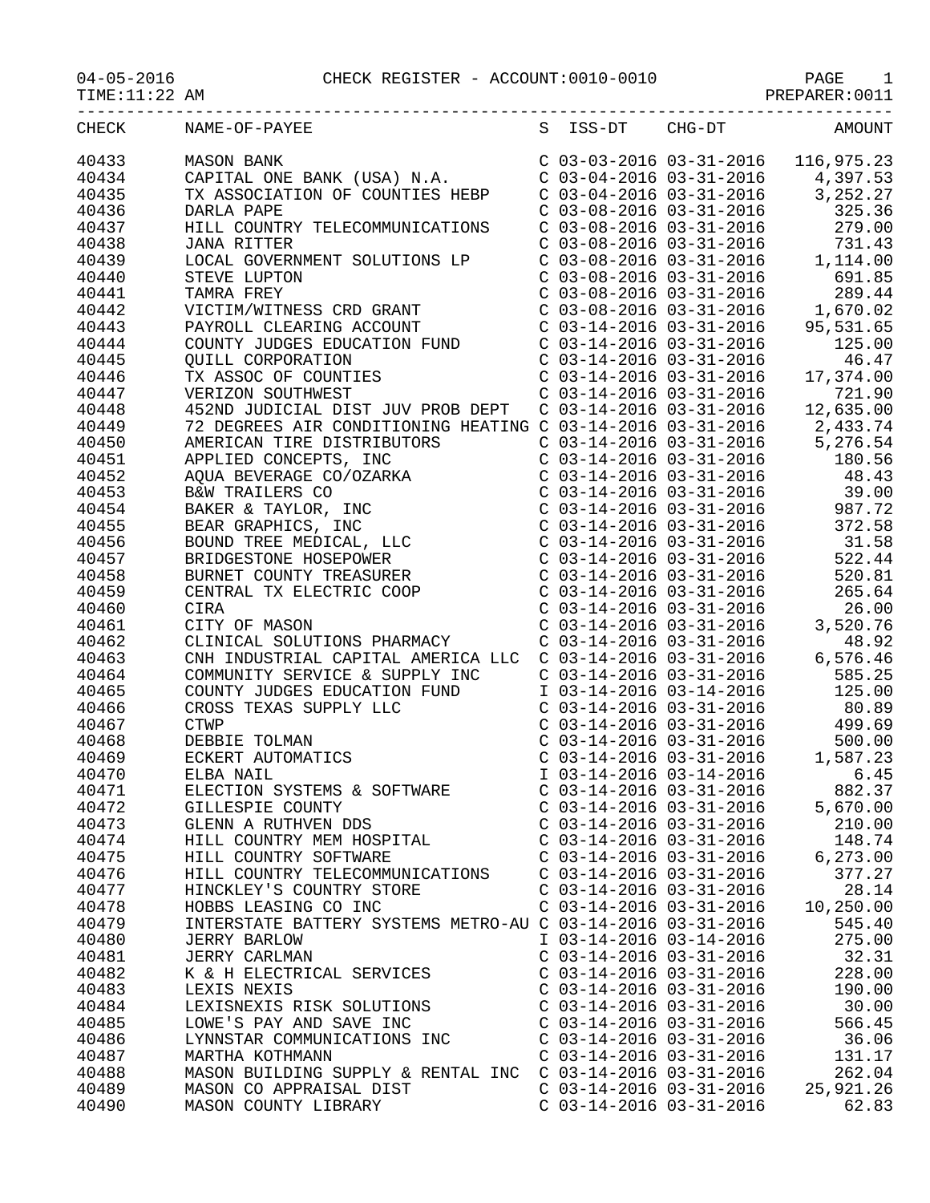04-05-2016 CHECK REGISTER - ACCOUNT:0010-0010 PAGE 1

TIME:11:22 AM PREPARER:0011

| CHECK | NAME-OF-PAYEE | S | ISS-DT | CHG-DT | AMOUNT |
|---|---|---|---|---|---|
| 40433 | MASON BANK | C | 03-03-2016 | 03-31-2016 | 116,975.23 |
| 40434 | CAPITAL ONE BANK (USA) N.A. | C | 03-04-2016 | 03-31-2016 | 4,397.53 |
| 40435 | TX ASSOCIATION OF COUNTIES HEBP | C | 03-04-2016 | 03-31-2016 | 3,252.27 |
| 40436 | DARLA PAPE | C | 03-08-2016 | 03-31-2016 | 325.36 |
| 40437 | HILL COUNTRY TELECOMMUNICATIONS | C | 03-08-2016 | 03-31-2016 | 279.00 |
| 40438 | JANA RITTER | C | 03-08-2016 | 03-31-2016 | 731.43 |
| 40439 | LOCAL GOVERNMENT SOLUTIONS LP | C | 03-08-2016 | 03-31-2016 | 1,114.00 |
| 40440 | STEVE LUPTON | C | 03-08-2016 | 03-31-2016 | 691.85 |
| 40441 | TAMRA FREY | C | 03-08-2016 | 03-31-2016 | 289.44 |
| 40442 | VICTIM/WITNESS CRD GRANT | C | 03-08-2016 | 03-31-2016 | 1,670.02 |
| 40443 | PAYROLL CLEARING ACCOUNT | C | 03-14-2016 | 03-31-2016 | 95,531.65 |
| 40444 | COUNTY JUDGES EDUCATION FUND | C | 03-14-2016 | 03-31-2016 | 125.00 |
| 40445 | QUILL CORPORATION | C | 03-14-2016 | 03-31-2016 | 46.47 |
| 40446 | TX ASSOC OF COUNTIES | C | 03-14-2016 | 03-31-2016 | 17,374.00 |
| 40447 | VERIZON SOUTHWEST | C | 03-14-2016 | 03-31-2016 | 721.90 |
| 40448 | 452ND JUDICIAL DIST JUV PROB DEPT | C | 03-14-2016 | 03-31-2016 | 12,635.00 |
| 40449 | 72 DEGREES AIR CONDITIONING HEATING | C | 03-14-2016 | 03-31-2016 | 2,433.74 |
| 40450 | AMERICAN TIRE DISTRIBUTORS | C | 03-14-2016 | 03-31-2016 | 5,276.54 |
| 40451 | APPLIED CONCEPTS, INC | C | 03-14-2016 | 03-31-2016 | 180.56 |
| 40452 | AQUA BEVERAGE CO/OZARKA | C | 03-14-2016 | 03-31-2016 | 48.43 |
| 40453 | B&W TRAILERS CO | C | 03-14-2016 | 03-31-2016 | 39.00 |
| 40454 | BAKER & TAYLOR, INC | C | 03-14-2016 | 03-31-2016 | 987.72 |
| 40455 | BEAR GRAPHICS, INC | C | 03-14-2016 | 03-31-2016 | 372.58 |
| 40456 | BOUND TREE MEDICAL, LLC | C | 03-14-2016 | 03-31-2016 | 31.58 |
| 40457 | BRIDGESTONE HOSEPOWER | C | 03-14-2016 | 03-31-2016 | 522.44 |
| 40458 | BURNET COUNTY TREASURER | C | 03-14-2016 | 03-31-2016 | 520.81 |
| 40459 | CENTRAL TX ELECTRIC COOP | C | 03-14-2016 | 03-31-2016 | 265.64 |
| 40460 | CIRA | C | 03-14-2016 | 03-31-2016 | 26.00 |
| 40461 | CITY OF MASON | C | 03-14-2016 | 03-31-2016 | 3,520.76 |
| 40462 | CLINICAL SOLUTIONS PHARMACY | C | 03-14-2016 | 03-31-2016 | 48.92 |
| 40463 | CNH INDUSTRIAL CAPITAL AMERICA LLC | C | 03-14-2016 | 03-31-2016 | 6,576.46 |
| 40464 | COMMUNITY SERVICE & SUPPLY INC | C | 03-14-2016 | 03-31-2016 | 585.25 |
| 40465 | COUNTY JUDGES EDUCATION FUND | I | 03-14-2016 | 03-14-2016 | 125.00 |
| 40466 | CROSS TEXAS SUPPLY LLC | C | 03-14-2016 | 03-31-2016 | 80.89 |
| 40467 | CTWP | C | 03-14-2016 | 03-31-2016 | 499.69 |
| 40468 | DEBBIE TOLMAN | C | 03-14-2016 | 03-31-2016 | 500.00 |
| 40469 | ECKERT AUTOMATICS | C | 03-14-2016 | 03-31-2016 | 1,587.23 |
| 40470 | ELBA NAIL | I | 03-14-2016 | 03-14-2016 | 6.45 |
| 40471 | ELECTION SYSTEMS & SOFTWARE | C | 03-14-2016 | 03-31-2016 | 882.37 |
| 40472 | GILLESPIE COUNTY | C | 03-14-2016 | 03-31-2016 | 5,670.00 |
| 40473 | GLENN A RUTHVEN DDS | C | 03-14-2016 | 03-31-2016 | 210.00 |
| 40474 | HILL COUNTRY MEM HOSPITAL | C | 03-14-2016 | 03-31-2016 | 148.74 |
| 40475 | HILL COUNTRY SOFTWARE | C | 03-14-2016 | 03-31-2016 | 6,273.00 |
| 40476 | HILL COUNTRY TELECOMMUNICATIONS | C | 03-14-2016 | 03-31-2016 | 377.27 |
| 40477 | HINCKLEY'S COUNTRY STORE | C | 03-14-2016 | 03-31-2016 | 28.14 |
| 40478 | HOBBS LEASING CO INC | C | 03-14-2016 | 03-31-2016 | 10,250.00 |
| 40479 | INTERSTATE BATTERY SYSTEMS METRO-AU | C | 03-14-2016 | 03-31-2016 | 545.40 |
| 40480 | JERRY BARLOW | I | 03-14-2016 | 03-14-2016 | 275.00 |
| 40481 | JERRY CARLMAN | C | 03-14-2016 | 03-31-2016 | 32.31 |
| 40482 | K & H ELECTRICAL SERVICES | C | 03-14-2016 | 03-31-2016 | 228.00 |
| 40483 | LEXIS NEXIS | C | 03-14-2016 | 03-31-2016 | 190.00 |
| 40484 | LEXISNEXIS RISK SOLUTIONS | C | 03-14-2016 | 03-31-2016 | 30.00 |
| 40485 | LOWE'S PAY AND SAVE INC | C | 03-14-2016 | 03-31-2016 | 566.45 |
| 40486 | LYNNSTAR COMMUNICATIONS INC | C | 03-14-2016 | 03-31-2016 | 36.06 |
| 40487 | MARTHA KOTHMANN | C | 03-14-2016 | 03-31-2016 | 131.17 |
| 40488 | MASON BUILDING SUPPLY & RENTAL INC | C | 03-14-2016 | 03-31-2016 | 262.04 |
| 40489 | MASON CO APPRAISAL DIST | C | 03-14-2016 | 03-31-2016 | 25,921.26 |
| 40490 | MASON COUNTY LIBRARY | C | 03-14-2016 | 03-31-2016 | 62.83 |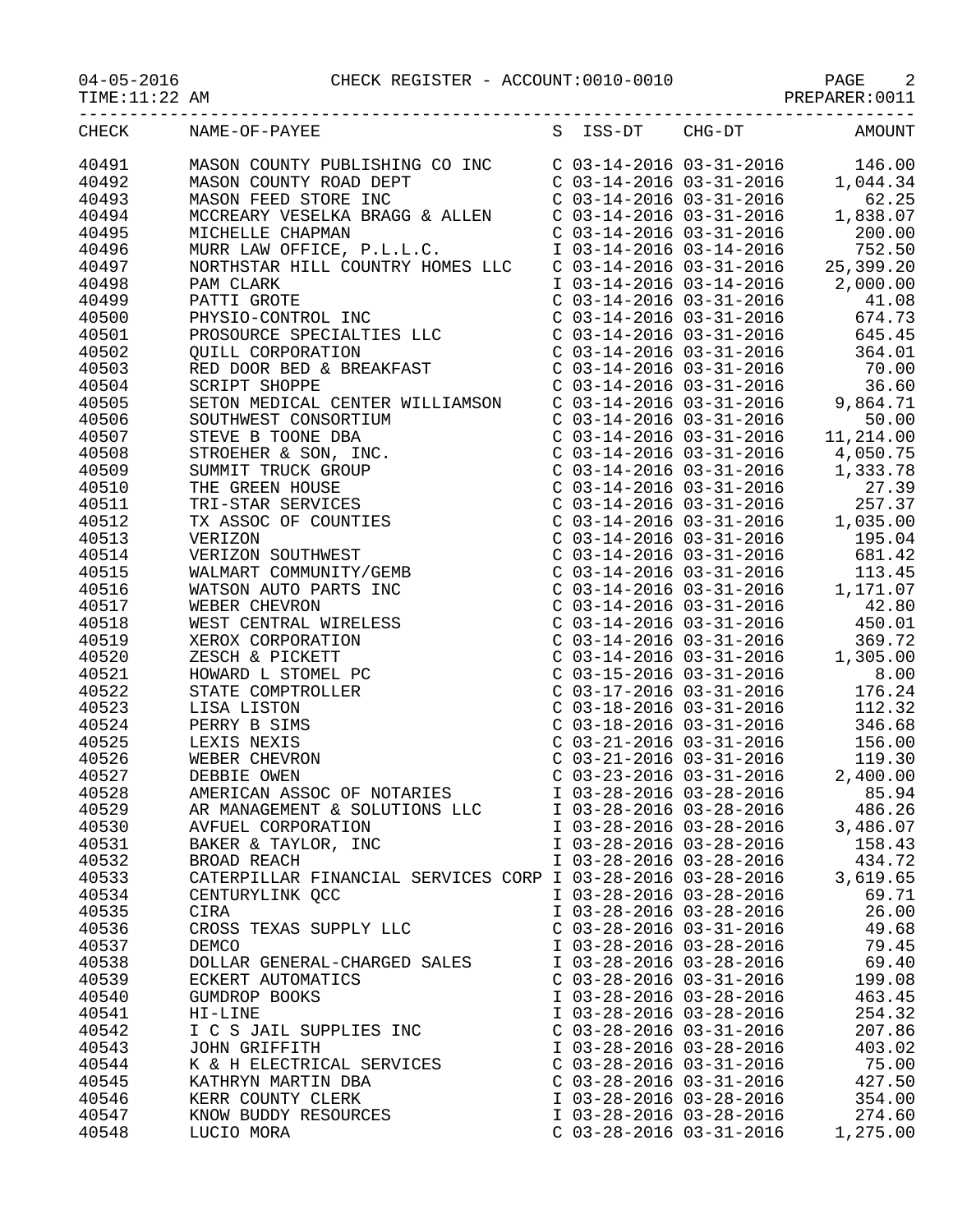04-05-2016 CHECK REGISTER - ACCOUNT:0010-0010

TIME:11:22 AM PREPARER:0011

| CHECK | NAME-OF-PAYEE | S | ISS-DT | CHG-DT | AMOUNT |
|---|---|---|---|---|---|
| 40491 | MASON COUNTY PUBLISHING CO INC | C | 03-14-2016 | 03-31-2016 | 146.00 |
| 40492 | MASON COUNTY ROAD DEPT | C | 03-14-2016 | 03-31-2016 | 1,044.34 |
| 40493 | MASON FEED STORE INC | C | 03-14-2016 | 03-31-2016 | 62.25 |
| 40494 | MCCREARY VESELKA BRAGG & ALLEN | C | 03-14-2016 | 03-31-2016 | 1,838.07 |
| 40495 | MICHELLE CHAPMAN | C | 03-14-2016 | 03-31-2016 | 200.00 |
| 40496 | MURR LAW OFFICE, P.L.L.C. | I | 03-14-2016 | 03-14-2016 | 752.50 |
| 40497 | NORTHSTAR HILL COUNTRY HOMES LLC | C | 03-14-2016 | 03-31-2016 | 25,399.20 |
| 40498 | PAM CLARK | I | 03-14-2016 | 03-14-2016 | 2,000.00 |
| 40499 | PATTI GROTE | C | 03-14-2016 | 03-31-2016 | 41.08 |
| 40500 | PHYSIO-CONTROL INC | C | 03-14-2016 | 03-31-2016 | 674.73 |
| 40501 | PROSOURCE SPECIALTIES LLC | C | 03-14-2016 | 03-31-2016 | 645.45 |
| 40502 | QUILL CORPORATION | C | 03-14-2016 | 03-31-2016 | 364.01 |
| 40503 | RED DOOR BED & BREAKFAST | C | 03-14-2016 | 03-31-2016 | 70.00 |
| 40504 | SCRIPT SHOPPE | C | 03-14-2016 | 03-31-2016 | 36.60 |
| 40505 | SETON MEDICAL CENTER WILLIAMSON | C | 03-14-2016 | 03-31-2016 | 9,864.71 |
| 40506 | SOUTHWEST CONSORTIUM | C | 03-14-2016 | 03-31-2016 | 50.00 |
| 40507 | STEVE B TOONE DBA | C | 03-14-2016 | 03-31-2016 | 11,214.00 |
| 40508 | STROEHER & SON, INC. | C | 03-14-2016 | 03-31-2016 | 4,050.75 |
| 40509 | SUMMIT TRUCK GROUP | C | 03-14-2016 | 03-31-2016 | 1,333.78 |
| 40510 | THE GREEN HOUSE | C | 03-14-2016 | 03-31-2016 | 27.39 |
| 40511 | TRI-STAR SERVICES | C | 03-14-2016 | 03-31-2016 | 257.37 |
| 40512 | TX ASSOC OF COUNTIES | C | 03-14-2016 | 03-31-2016 | 1,035.00 |
| 40513 | VERIZON | C | 03-14-2016 | 03-31-2016 | 195.04 |
| 40514 | VERIZON SOUTHWEST | C | 03-14-2016 | 03-31-2016 | 681.42 |
| 40515 | WALMART COMMUNITY/GEMB | C | 03-14-2016 | 03-31-2016 | 113.45 |
| 40516 | WATSON AUTO PARTS INC | C | 03-14-2016 | 03-31-2016 | 1,171.07 |
| 40517 | WEBER CHEVRON | C | 03-14-2016 | 03-31-2016 | 42.80 |
| 40518 | WEST CENTRAL WIRELESS | C | 03-14-2016 | 03-31-2016 | 450.01 |
| 40519 | XEROX CORPORATION | C | 03-14-2016 | 03-31-2016 | 369.72 |
| 40520 | ZESCH & PICKETT | C | 03-14-2016 | 03-31-2016 | 1,305.00 |
| 40521 | HOWARD L STOMEL PC | C | 03-15-2016 | 03-31-2016 | 8.00 |
| 40522 | STATE COMPTROLLER | C | 03-17-2016 | 03-31-2016 | 176.24 |
| 40523 | LISA LISTON | C | 03-18-2016 | 03-31-2016 | 112.32 |
| 40524 | PERRY B SIMS | C | 03-18-2016 | 03-31-2016 | 346.68 |
| 40525 | LEXIS NEXIS | C | 03-21-2016 | 03-31-2016 | 156.00 |
| 40526 | WEBER CHEVRON | C | 03-21-2016 | 03-31-2016 | 119.30 |
| 40527 | DEBBIE OWEN | C | 03-23-2016 | 03-31-2016 | 2,400.00 |
| 40528 | AMERICAN ASSOC OF NOTARIES | I | 03-28-2016 | 03-28-2016 | 85.94 |
| 40529 | AR MANAGEMENT & SOLUTIONS LLC | I | 03-28-2016 | 03-28-2016 | 486.26 |
| 40530 | AVFUEL CORPORATION | I | 03-28-2016 | 03-28-2016 | 3,486.07 |
| 40531 | BAKER & TAYLOR, INC | I | 03-28-2016 | 03-28-2016 | 158.43 |
| 40532 | BROAD REACH | I | 03-28-2016 | 03-28-2016 | 434.72 |
| 40533 | CATERPILLAR FINANCIAL SERVICES CORP | I | 03-28-2016 | 03-28-2016 | 3,619.65 |
| 40534 | CENTURYLINK QCC | I | 03-28-2016 | 03-28-2016 | 69.71 |
| 40535 | CIRA | I | 03-28-2016 | 03-28-2016 | 26.00 |
| 40536 | CROSS TEXAS SUPPLY LLC | C | 03-28-2016 | 03-31-2016 | 49.68 |
| 40537 | DEMCO | I | 03-28-2016 | 03-28-2016 | 79.45 |
| 40538 | DOLLAR GENERAL-CHARGED SALES | I | 03-28-2016 | 03-28-2016 | 69.40 |
| 40539 | ECKERT AUTOMATICS | C | 03-28-2016 | 03-31-2016 | 199.08 |
| 40540 | GUMDROP BOOKS | I | 03-28-2016 | 03-28-2016 | 463.45 |
| 40541 | HI-LINE | I | 03-28-2016 | 03-28-2016 | 254.32 |
| 40542 | I C S JAIL SUPPLIES INC | C | 03-28-2016 | 03-31-2016 | 207.86 |
| 40543 | JOHN GRIFFITH | I | 03-28-2016 | 03-28-2016 | 403.02 |
| 40544 | K & H ELECTRICAL SERVICES | C | 03-28-2016 | 03-31-2016 | 75.00 |
| 40545 | KATHRYN MARTIN DBA | C | 03-28-2016 | 03-31-2016 | 427.50 |
| 40546 | KERR COUNTY CLERK | I | 03-28-2016 | 03-28-2016 | 354.00 |
| 40547 | KNOW BUDDY RESOURCES | I | 03-28-2016 | 03-28-2016 | 274.60 |
| 40548 | LUCIO MORA | C | 03-28-2016 | 03-31-2016 | 1,275.00 |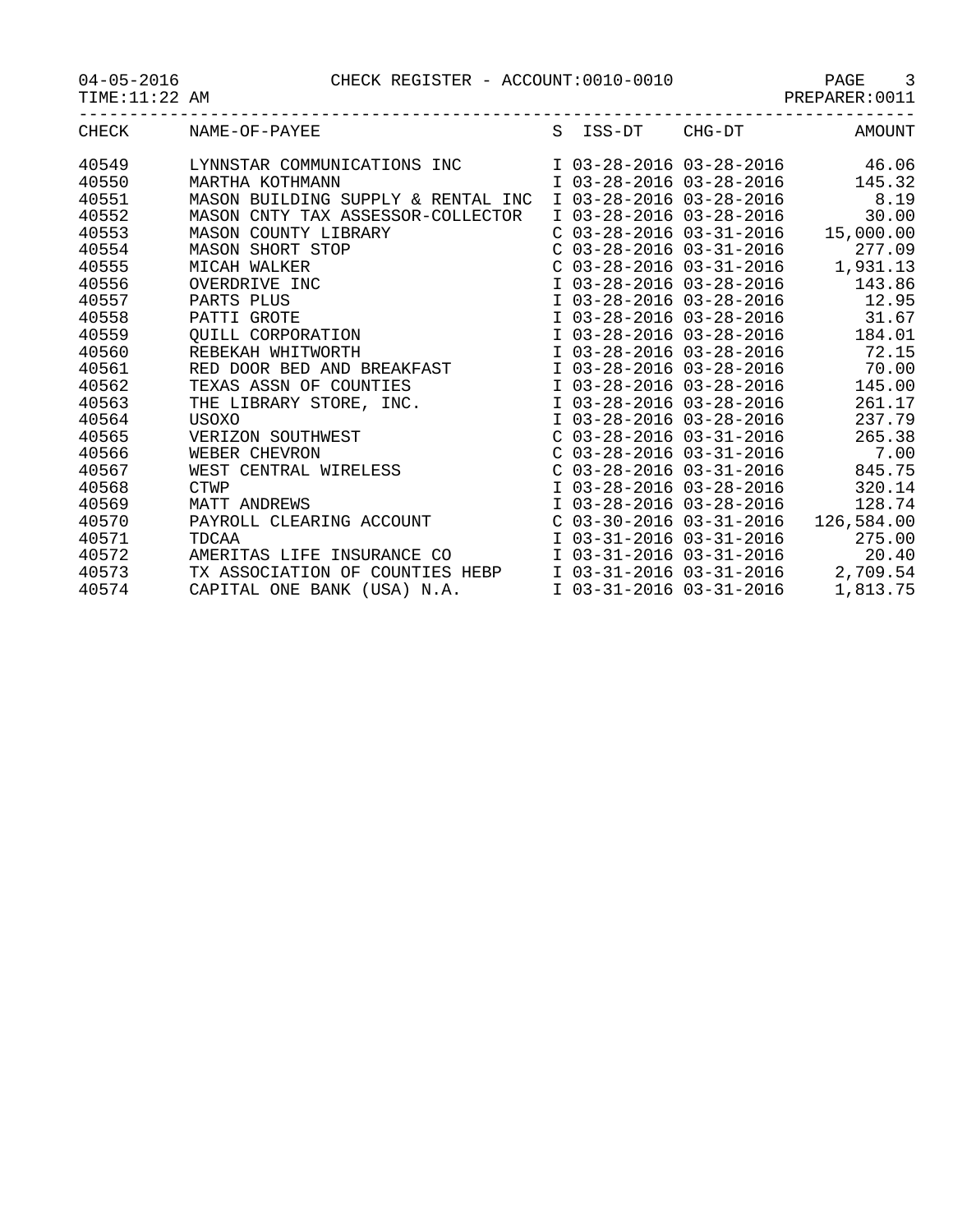04-05-2016 CHECK REGISTER - ACCOUNT:0010-0010

TIME:11:22 AM PREPARER:0011

| CHECK | NAME-OF-PAYEE | S | ISS-DT | CHG-DT | AMOUNT |
|---|---|---|---|---|---|
| 40549 | LYNNSTAR COMMUNICATIONS INC | I | 03-28-2016 | 03-28-2016 | 46.06 |
| 40550 | MARTHA KOTHMANN | I | 03-28-2016 | 03-28-2016 | 145.32 |
| 40551 | MASON BUILDING SUPPLY & RENTAL INC | I | 03-28-2016 | 03-28-2016 | 8.19 |
| 40552 | MASON CNTY TAX ASSESSOR-COLLECTOR | I | 03-28-2016 | 03-28-2016 | 30.00 |
| 40553 | MASON COUNTY LIBRARY | C | 03-28-2016 | 03-31-2016 | 15,000.00 |
| 40554 | MASON SHORT STOP | C | 03-28-2016 | 03-31-2016 | 277.09 |
| 40555 | MICAH WALKER | C | 03-28-2016 | 03-31-2016 | 1,931.13 |
| 40556 | OVERDRIVE INC | I | 03-28-2016 | 03-28-2016 | 143.86 |
| 40557 | PARTS PLUS | I | 03-28-2016 | 03-28-2016 | 12.95 |
| 40558 | PATTI GROTE | I | 03-28-2016 | 03-28-2016 | 31.67 |
| 40559 | QUILL CORPORATION | I | 03-28-2016 | 03-28-2016 | 184.01 |
| 40560 | REBEKAH WHITWORTH | I | 03-28-2016 | 03-28-2016 | 72.15 |
| 40561 | RED DOOR BED AND BREAKFAST | I | 03-28-2016 | 03-28-2016 | 70.00 |
| 40562 | TEXAS ASSN OF COUNTIES | I | 03-28-2016 | 03-28-2016 | 145.00 |
| 40563 | THE LIBRARY STORE, INC. | I | 03-28-2016 | 03-28-2016 | 261.17 |
| 40564 | USOXO | I | 03-28-2016 | 03-28-2016 | 237.79 |
| 40565 | VERIZON SOUTHWEST | C | 03-28-2016 | 03-31-2016 | 265.38 |
| 40566 | WEBER CHEVRON | C | 03-28-2016 | 03-31-2016 | 7.00 |
| 40567 | WEST CENTRAL WIRELESS | C | 03-28-2016 | 03-31-2016 | 845.75 |
| 40568 | CTWP | I | 03-28-2016 | 03-28-2016 | 320.14 |
| 40569 | MATT ANDREWS | I | 03-28-2016 | 03-28-2016 | 128.74 |
| 40570 | PAYROLL CLEARING ACCOUNT | C | 03-30-2016 | 03-31-2016 | 126,584.00 |
| 40571 | TDCAA | I | 03-31-2016 | 03-31-2016 | 275.00 |
| 40572 | AMERITAS LIFE INSURANCE CO | I | 03-31-2016 | 03-31-2016 | 20.40 |
| 40573 | TX ASSOCIATION OF COUNTIES HEBP | I | 03-31-2016 | 03-31-2016 | 2,709.54 |
| 40574 | CAPITAL ONE BANK (USA) N.A. | I | 03-31-2016 | 03-31-2016 | 1,813.75 |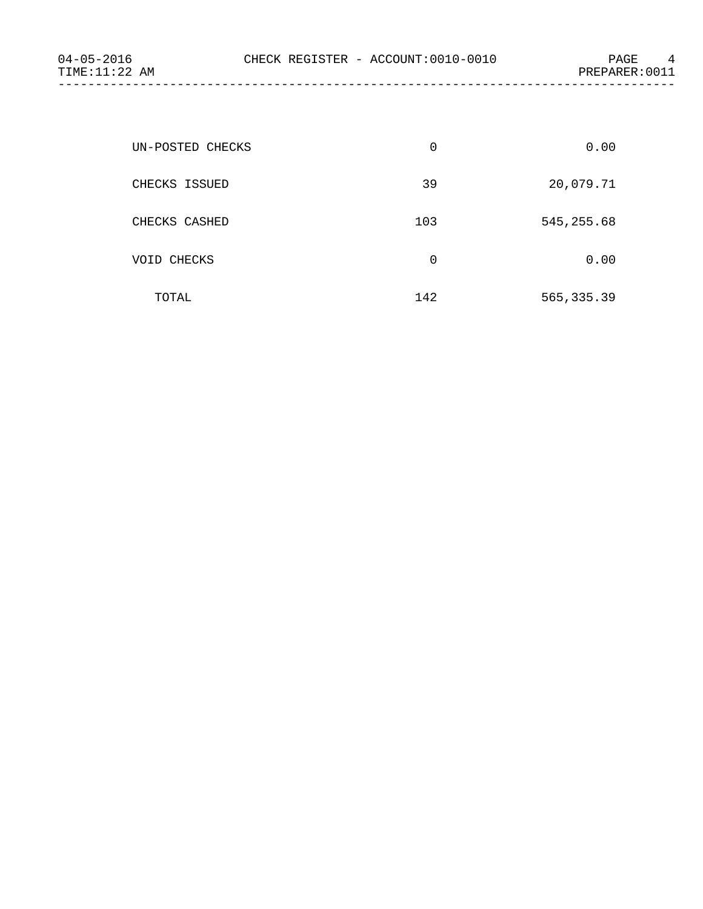| | | |
|---|---|---|
| UN-POSTED CHECKS | 0 | 0.00 |
| CHECKS ISSUED | 39 | 20,079.71 |
| CHECKS CASHED | 103 | 545,255.68 |
| VOID CHECKS | 0 | 0.00 |
| TOTAL | 142 | 565,335.39 |